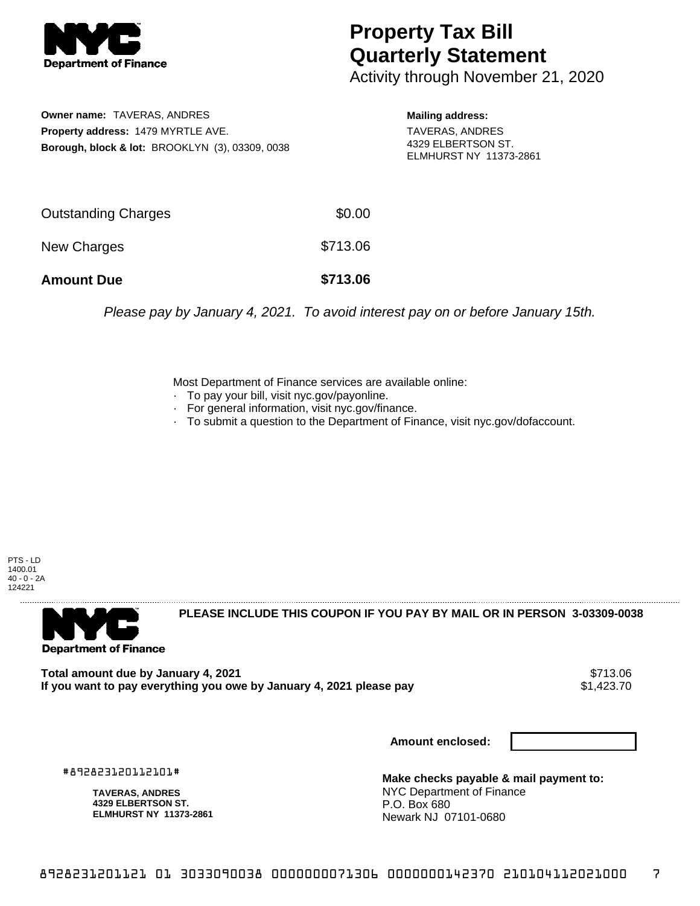# Property Tax Bill Quarterly Statement

Activity through November 21, 2020

**Owner name:** TAVERAS, ANDRES
**Property address:** 1479 MYRTLE AVE.
**Borough, block & lot:** BROOKLYN (3), 03309, 0038

**Mailing address:**
TAVERAS, ANDRES
4329 ELBERTSON ST.
ELMHURST NY 11373-2861

| | |
|---|---|
| Outstanding Charges | $0.00 |
| New Charges | $713.06 |
| **Amount Due** | **$713.06** |

*Please pay by January 4, 2021. To avoid interest pay on or before January 15th.*

Most Department of Finance services are available online:
- To pay your bill, visit nyc.gov/payonline.
- For general information, visit nyc.gov/finance.
- To submit a question to the Department of Finance, visit nyc.gov/dofaccount.

PTS - LD
1400.01
40 - 0 - 2A
124221

**PLEASE INCLUDE THIS COUPON IF YOU PAY BY MAIL OR IN PERSON 3-03309-0038**

| | |
|---|---|
| **Total amount due by January 4, 2021** | $713.06 |
| **If you want to pay everything you owe by January 4, 2021 please pay** | $1,423.70 |

**Amount enclosed:**

#892823120112101#

**TAVERAS, ANDRES**
**4329 ELBERTSON ST.**
**ELMHURST NY 11373-2861**

**Make checks payable & mail payment to:**
NYC Department of Finance
P.O. Box 680
Newark NJ 07101-0680

8928231201121 01 3033090038 0000000071306 0000000142370 210104112021000 7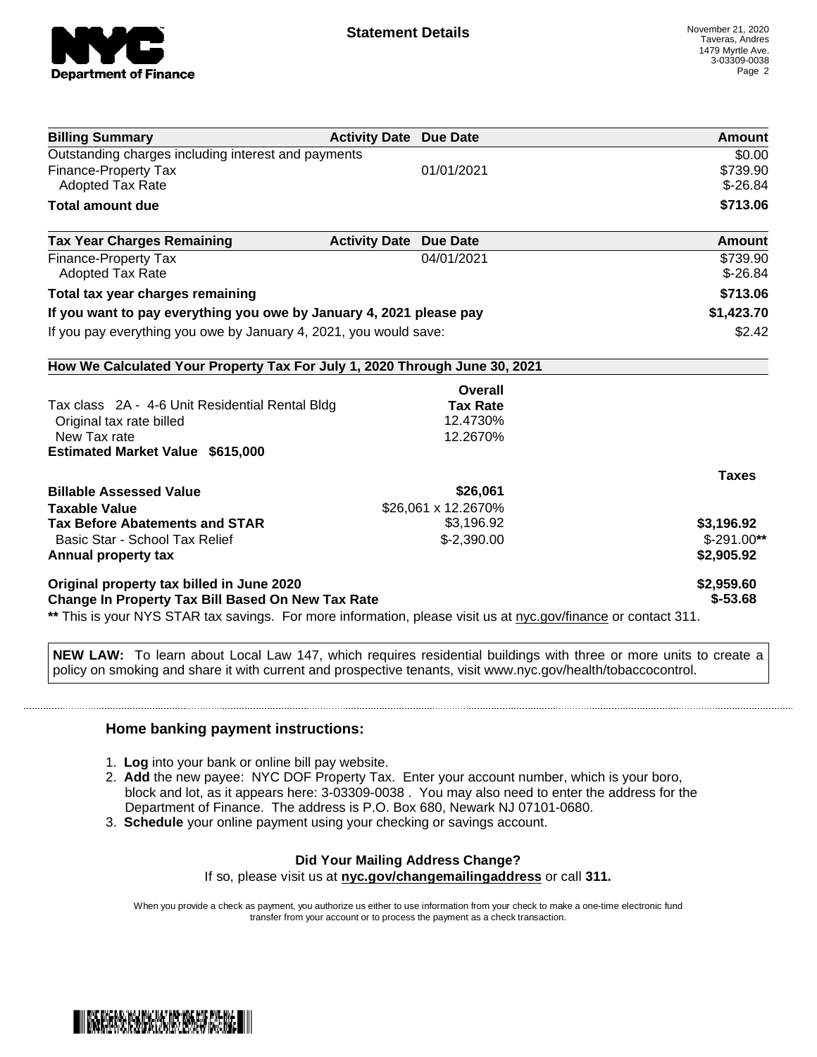**Statement Details**

November 21, 2020
Taveras, Andres
1479 Myrtle Ave.
3-03309-0038

| Billing Summary | Activity Date | Due Date | Amount |
|---|---|---|---|
| Outstanding charges including interest and payments | | | $0.00 |
| Finance-Property Tax | | 01/01/2021 | $739.90 |
| Adopted Tax Rate | | | $-26.84 |
| **Total amount due** | | | **$713.06** |

| Tax Year Charges Remaining | Activity Date | Due Date | Amount |
|---|---|---|---|
| Finance-Property Tax | | 04/01/2021 | $739.90 |
| Adopted Tax Rate | | | $-26.84 |
| **Total tax year charges remaining** | | | **$713.06** |
| **If you want to pay everything you owe by January 4, 2021 please pay** | | | **$1,423.70** |
| If you pay everything you owe by January 4, 2021, you would save: | | | $2.42 |

**How We Calculated Your Property Tax For July 1, 2020 Through June 30, 2021**

| | Overall Tax Rate | Taxes |
|---|---|---|
| Tax class 2A - 4-6 Unit Residential Rental Bldg | | |
| Original tax rate billed | 12.4730% | |
| New Tax rate | 12.2670% | |
| **Estimated Market Value $615,000** | | |
| **Billable Assessed Value** | **$26,061** | |
| **Taxable Value** | $26,061 x 12.2670% | |
| **Tax Before Abatements and STAR** | $3,196.92 | **$3,196.92** |
| Basic Star - School Tax Relief | $-2,390.00 | $-291.00** |
| **Annual property tax** | | **$2,905.92** |
| **Original property tax billed in June 2020** | | **$2,959.60** |
| **Change In Property Tax Bill Based On New Tax Rate** | | **$-53.68** |

** This is your NYS STAR tax savings. For more information, please visit us at nyc.gov/finance or contact 311.

**NEW LAW:** To learn about Local Law 147, which requires residential buildings with three or more units to create a policy on smoking and share it with current and prospective tenants, visit www.nyc.gov/health/tobaccocontrol.

### Home banking payment instructions:

1. **Log** into your bank or online bill pay website.
2. **Add** the new payee: NYC DOF Property Tax. Enter your account number, which is your boro, block and lot, as it appears here: 3-03309-0038 . You may also need to enter the address for the Department of Finance. The address is P.O. Box 680, Newark NJ 07101-0680.
3. **Schedule** your online payment using your checking or savings account.

**Did Your Mailing Address Change?**
If so, please visit us at **nyc.gov/changemailingaddress** or call **311.**

When you provide a check as payment, you authorize us either to use information from your check to make a one-time electronic fund transfer from your account or to process the payment as a check transaction.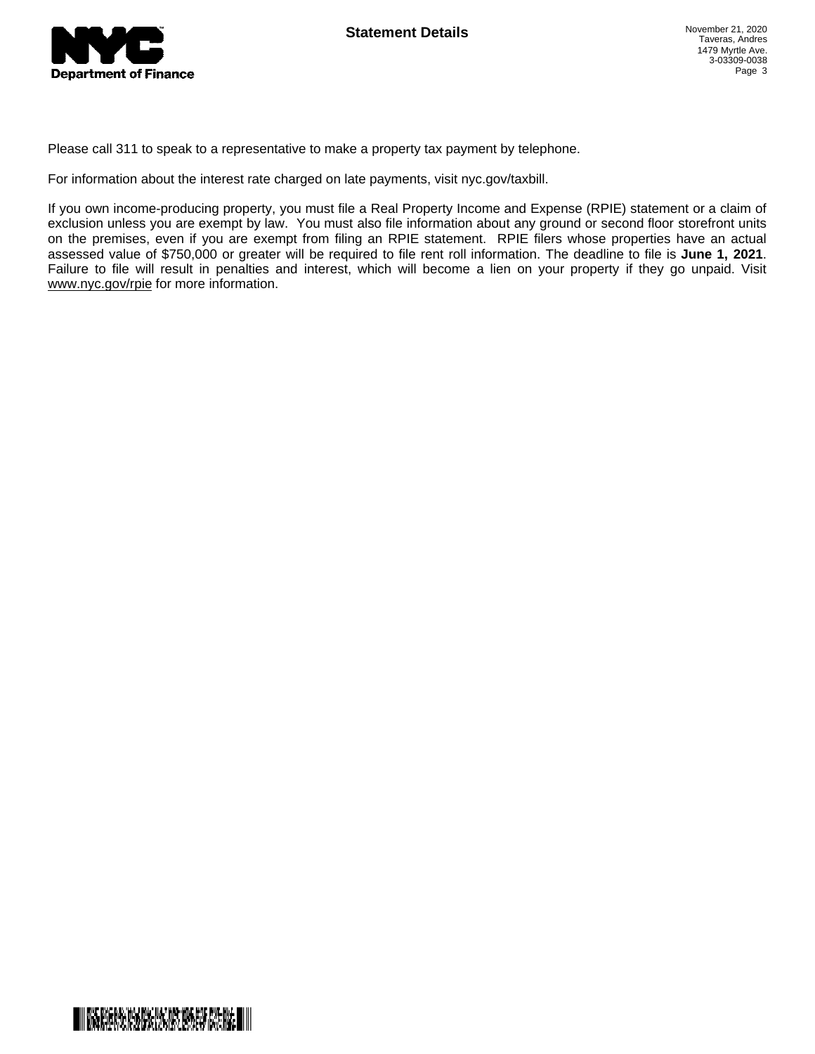Please call 311 to speak to a representative to make a property tax payment by telephone.

For information about the interest rate charged on late payments, visit nyc.gov/taxbill.

If you own income-producing property, you must file a Real Property Income and Expense (RPIE) statement or a claim of exclusion unless you are exempt by law. You must also file information about any ground or second floor storefront units on the premises, even if you are exempt from filing an RPIE statement. RPIE filers whose properties have an actual assessed value of $750,000 or greater will be required to file rent roll information. The deadline to file is **June 1, 2021**. Failure to file will result in penalties and interest, which will become a lien on your property if they go unpaid. Visit www.nyc.gov/rpie for more information.